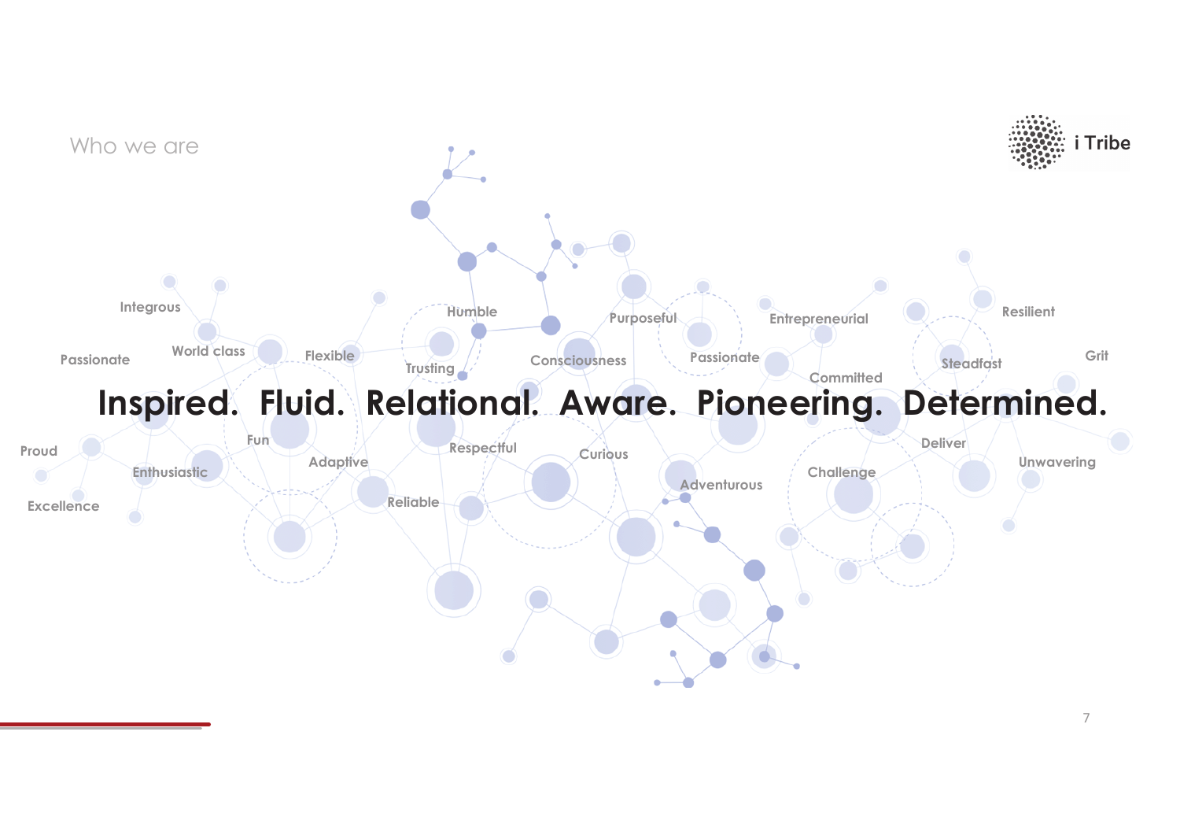Who we are

i Tribe

# Inspired. Fluid. Relational. Aware. Pioneering. Determined.

Integrous
Passionate
World class
Flexible
Humble
Trusting
Purposeful
Consciousness
Passionate
Entrepreneurial
Committed
Resilient
Steadfast
Grit
Proud
Fun
Enthusiastic
Adaptive
Respectful
Curious
Adventurous
Challenge
Deliver
Unwavering
Excellence
Reliable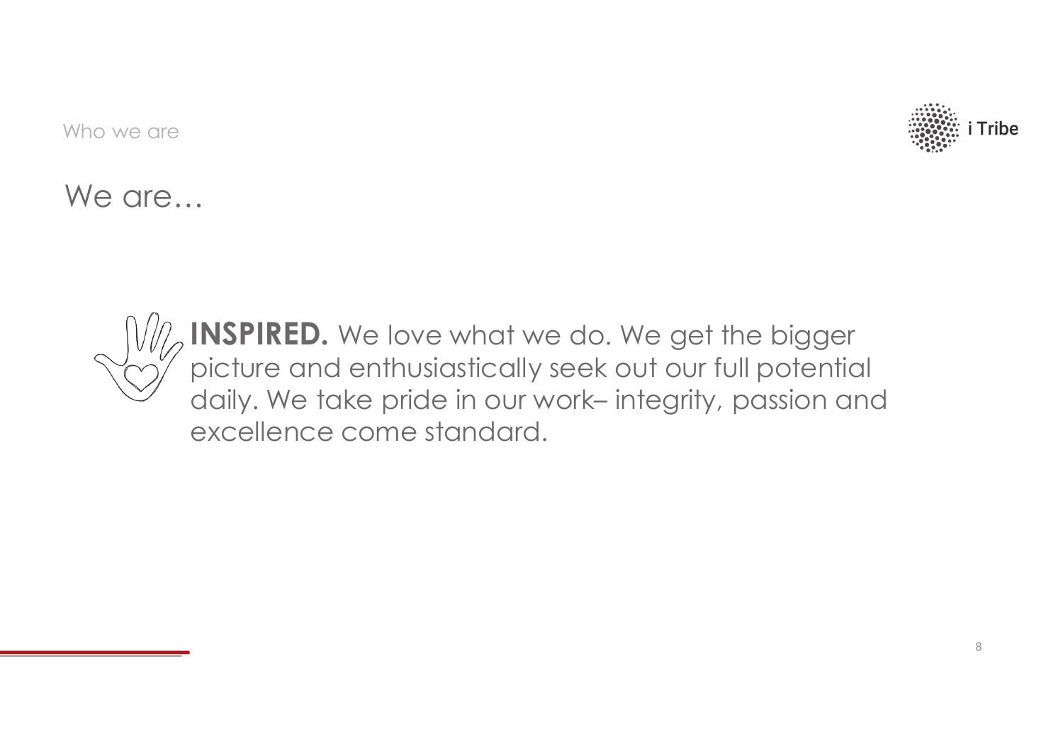Who we are

# We are…

**INSPIRED.** We love what we do. We get the bigger picture and enthusiastically seek out our full potential daily. We take pride in our work– integrity, passion and excellence come standard.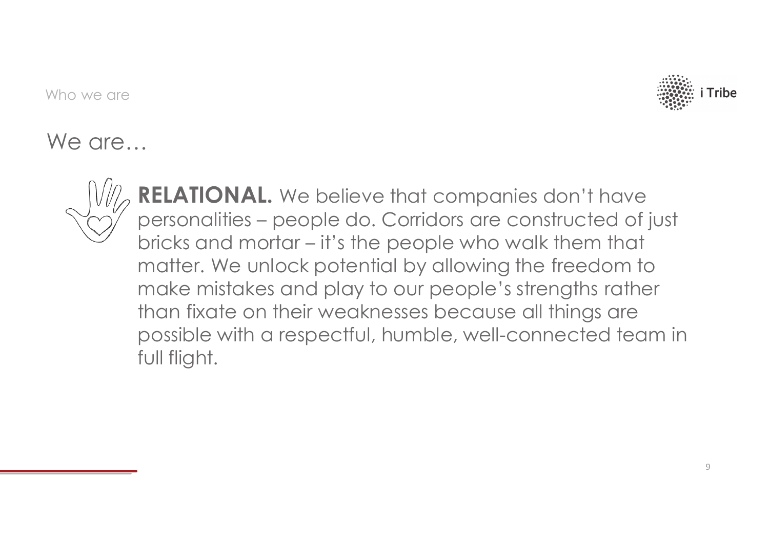Who we are

# We are…

**RELATIONAL.** We believe that companies don't have personalities – people do. Corridors are constructed of just bricks and mortar – it's the people who walk them that matter. We unlock potential by allowing the freedom to make mistakes and play to our people's strengths rather than fixate on their weaknesses because all things are possible with a respectful, humble, well-connected team in full flight.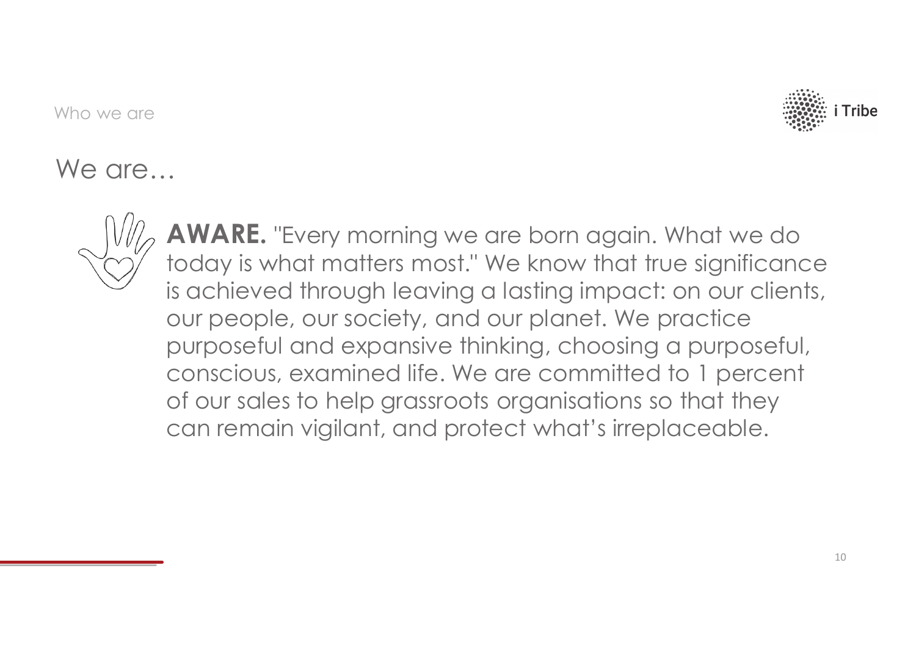Who we are

# We are…

**AWARE.** "Every morning we are born again. What we do today is what matters most." We know that true significance is achieved through leaving a lasting impact: on our clients, our people, our society, and our planet. We practice purposeful and expansive thinking, choosing a purposeful, conscious, examined life. We are committed to 1 percent of our sales to help grassroots organisations so that they can remain vigilant, and protect what's irreplaceable.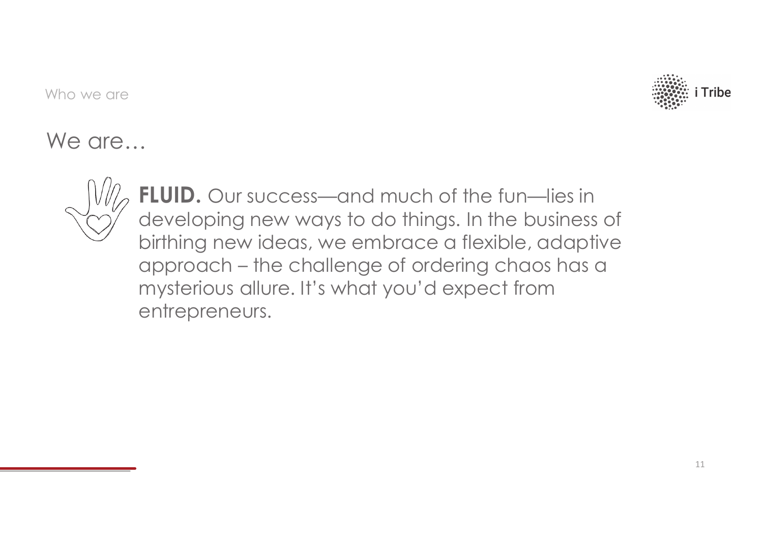Who we are

# We are…

**FLUID.** Our success—and much of the fun—lies in developing new ways to do things. In the business of birthing new ideas, we embrace a flexible, adaptive approach – the challenge of ordering chaos has a mysterious allure. It's what you'd expect from entrepreneurs.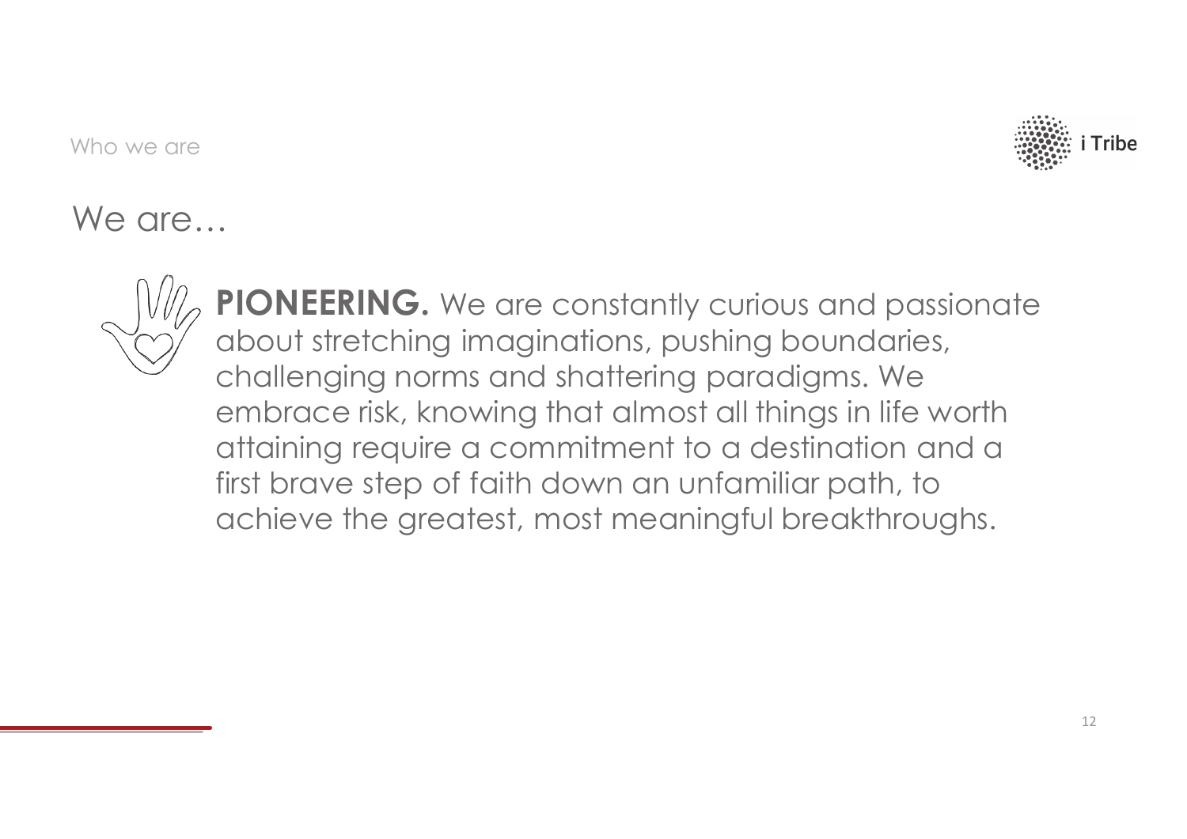Who we are

## We are…

**PIONEERING.** We are constantly curious and passionate about stretching imaginations, pushing boundaries, challenging norms and shattering paradigms. We embrace risk, knowing that almost all things in life worth attaining require a commitment to a destination and a first brave step of faith down an unfamiliar path, to achieve the greatest, most meaningful breakthroughs.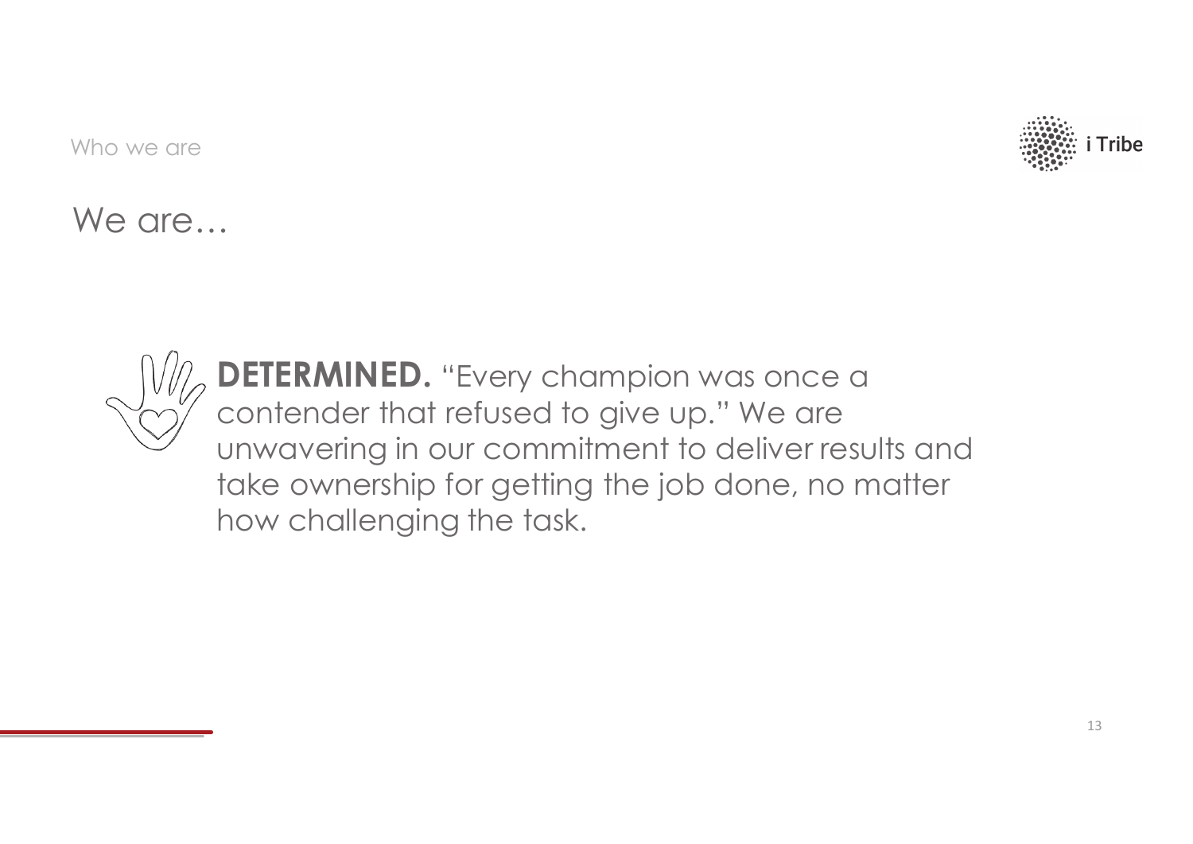Who we are

# We are…

**DETERMINED.** "Every champion was once a contender that refused to give up." We are unwavering in our commitment to deliver results and take ownership for getting the job done, no matter how challenging the task.